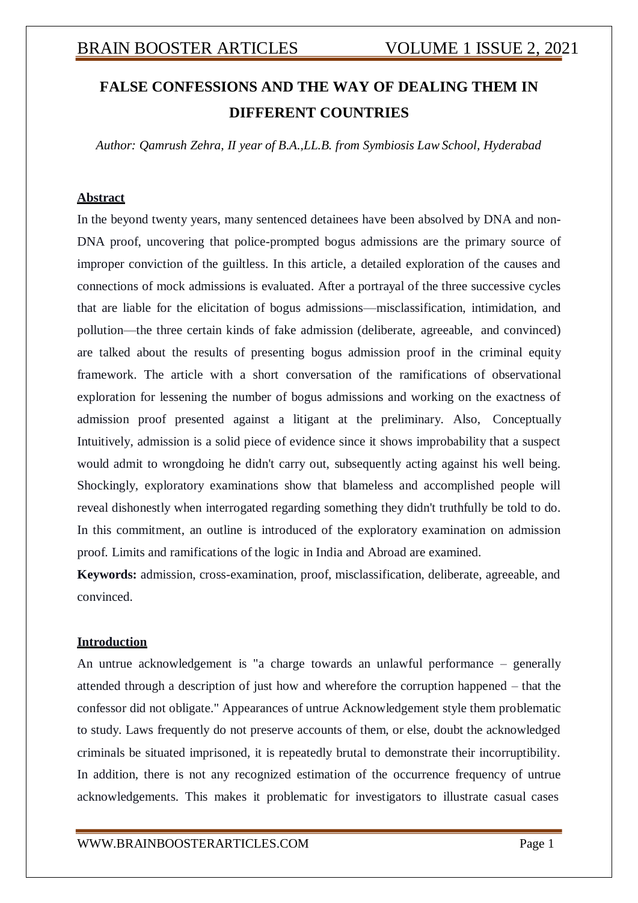# FALSE CONFESSIONS AND THE WAY OF DEALING THEM IN DIFFERENT COUNTRIES

*Author: Qamrush Zehra, II year of B.A.,LL.B. from Symbiosis Law School, Hyderabad*

## Abstract

In the beyond twenty years, many sentenced detainees have been absolved by DNA and non-DNA proof, uncovering that police-prompted bogus admissions are the primary source of improper conviction of the guiltless. In this article, a detailed exploration of the causes and connections of mock admissions is evaluated. After a portrayal of the three successive cycles that are liable for the elicitation of bogus admissions—misclassification, intimidation, and pollution—the three certain kinds of fake admission (deliberate, agreeable, and convinced) are talked about the results of presenting bogus admission proof in the criminal equity framework. The article with a short conversation of the ramifications of observational exploration for lessening the number of bogus admissions and working on the exactness of admission proof presented against a litigant at the preliminary. Also, Conceptually Intuitively, admission is a solid piece of evidence since it shows improbability that a suspect would admit to wrongdoing he didn't carry out, subsequently acting against his well being. Shockingly, exploratory examinations show that blameless and accomplished people will reveal dishonestly when interrogated regarding something they didn't truthfully be told to do. In this commitment, an outline is introduced of the exploratory examination on admission proof. Limits and ramifications of the logic in India and Abroad are examined.

**Keywords:** admission, cross-examination, proof, misclassification, deliberate, agreeable, and convinced.

## Introduction

An untrue acknowledgement is "a charge towards an unlawful performance – generally attended through a description of just how and wherefore the corruption happened – that the confessor did not obligate." Appearances of untrue Acknowledgement style them problematic to study. Laws frequently do not preserve accounts of them, or else, doubt the acknowledged criminals be situated imprisoned, it is repeatedly brutal to demonstrate their incorruptibility. In addition, there is not any recognized estimation of the occurrence frequency of untrue acknowledgements. This makes it problematic for investigators to illustrate casual cases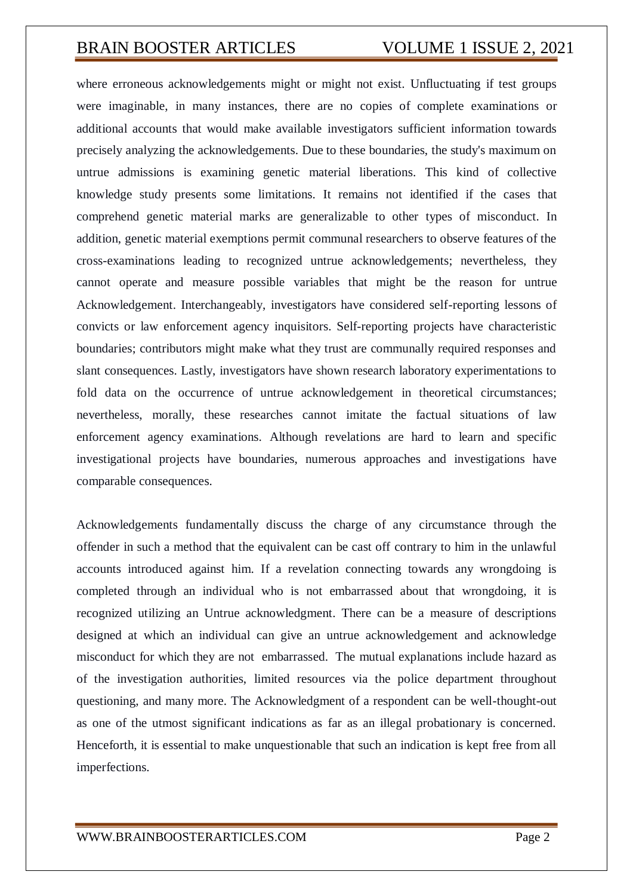where erroneous acknowledgements might or might not exist. Unfluctuating if test groups were imaginable, in many instances, there are no copies of complete examinations or additional accounts that would make available investigators sufficient information towards precisely analyzing the acknowledgements. Due to these boundaries, the study's maximum on untrue admissions is examining genetic material liberations. This kind of collective knowledge study presents some limitations. It remains not identified if the cases that comprehend genetic material marks are generalizable to other types of misconduct. In addition, genetic material exemptions permit communal researchers to observe features of the cross-examinations leading to recognized untrue acknowledgements; nevertheless, they cannot operate and measure possible variables that might be the reason for untrue Acknowledgement. Interchangeably, investigators have considered self-reporting lessons of convicts or law enforcement agency inquisitors. Self-reporting projects have characteristic boundaries; contributors might make what they trust are communally required responses and slant consequences. Lastly, investigators have shown research laboratory experimentations to fold data on the occurrence of untrue acknowledgement in theoretical circumstances; nevertheless, morally, these researches cannot imitate the factual situations of law enforcement agency examinations. Although revelations are hard to learn and specific investigational projects have boundaries, numerous approaches and investigations have comparable consequences.

Acknowledgements fundamentally discuss the charge of any circumstance through the offender in such a method that the equivalent can be cast off contrary to him in the unlawful accounts introduced against him. If a revelation connecting towards any wrongdoing is completed through an individual who is not embarrassed about that wrongdoing, it is recognized utilizing an Untrue acknowledgment. There can be a measure of descriptions designed at which an individual can give an untrue acknowledgement and acknowledge misconduct for which they are not embarrassed. The mutual explanations include hazard as of the investigation authorities, limited resources via the police department throughout questioning, and many more. The Acknowledgment of a respondent can be well-thought-out as one of the utmost significant indications as far as an illegal probationary is concerned. Henceforth, it is essential to make unquestionable that such an indication is kept free from all imperfections.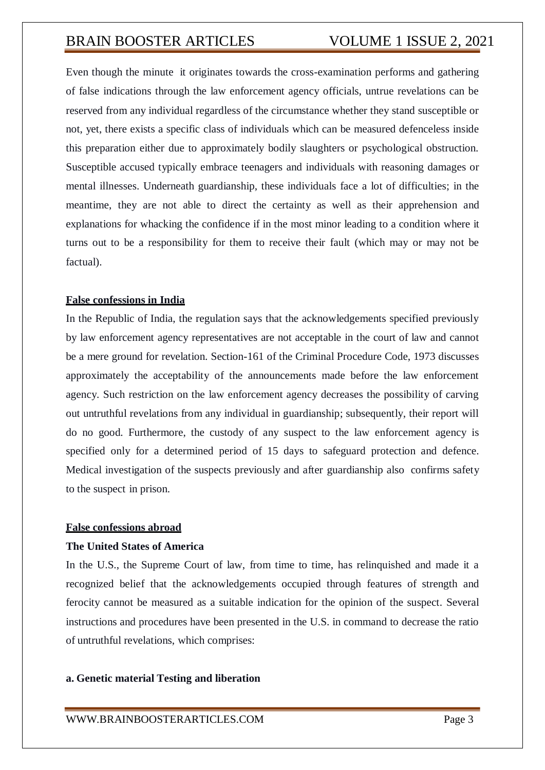Even though the minute it originates towards the cross-examination performs and gathering of false indications through the law enforcement agency officials, untrue revelations can be reserved from any individual regardless of the circumstance whether they stand susceptible or not, yet, there exists a specific class of individuals which can be measured defenceless inside this preparation either due to approximately bodily slaughters or psychological obstruction. Susceptible accused typically embrace teenagers and individuals with reasoning damages or mental illnesses. Underneath guardianship, these individuals face a lot of difficulties; in the meantime, they are not able to direct the certainty as well as their apprehension and explanations for whacking the confidence if in the most minor leading to a condition where it turns out to be a responsibility for them to receive their fault (which may or may not be factual).

**False confessions in India**

In the Republic of India, the regulation says that the acknowledgements specified previously by law enforcement agency representatives are not acceptable in the court of law and cannot be a mere ground for revelation. Section-161 of the Criminal Procedure Code, 1973 discusses approximately the acceptability of the announcements made before the law enforcement agency. Such restriction on the law enforcement agency decreases the possibility of carving out untruthful revelations from any individual in guardianship; subsequently, their report will do no good. Furthermore, the custody of any suspect to the law enforcement agency is specified only for a determined period of 15 days to safeguard protection and defence. Medical investigation of the suspects previously and after guardianship also confirms safety to the suspect in prison.

**False confessions abroad**

**The United States of America**

In the U.S., the Supreme Court of law, from time to time, has relinquished and made it a recognized belief that the acknowledgements occupied through features of strength and ferocity cannot be measured as a suitable indication for the opinion of the suspect. Several instructions and procedures have been presented in the U.S. in command to decrease the ratio of untruthful revelations, which comprises:

**a. Genetic material Testing and liberation**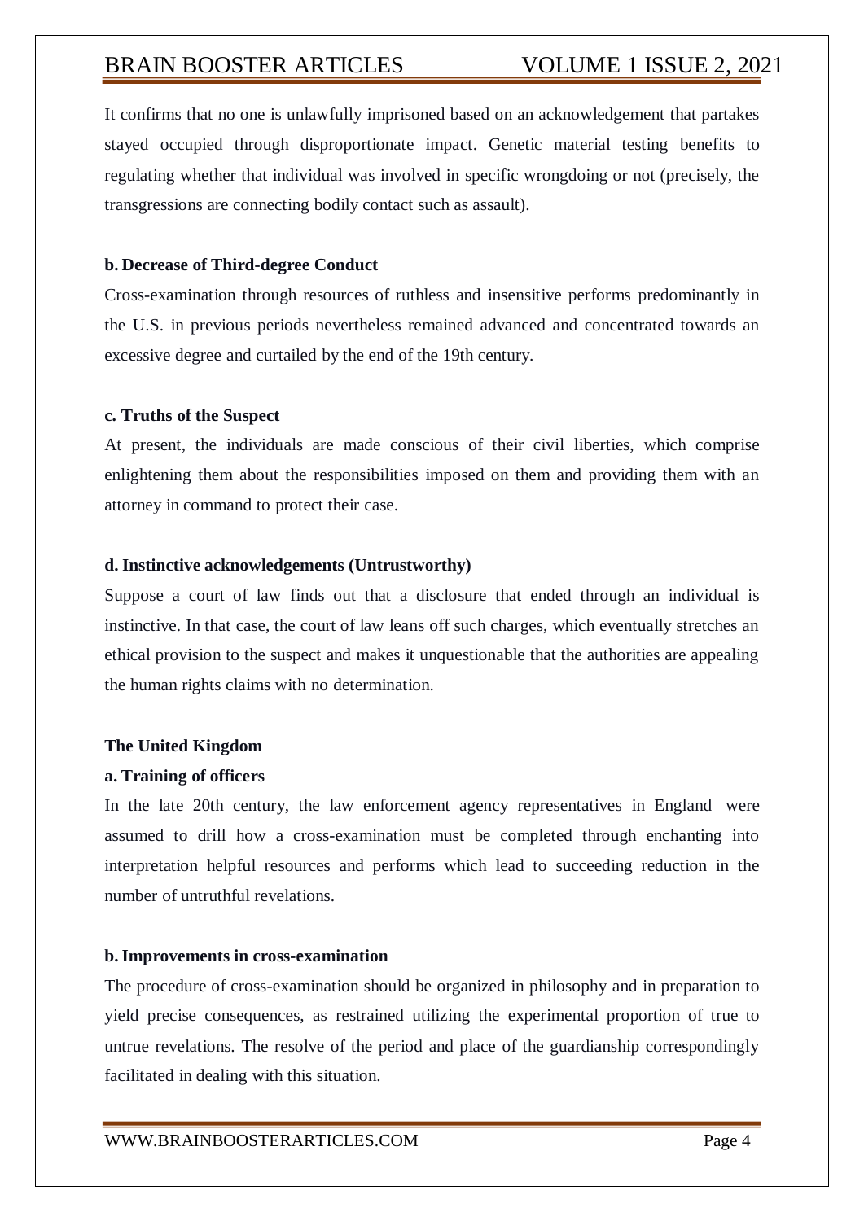It confirms that no one is unlawfully imprisoned based on an acknowledgement that partakes stayed occupied through disproportionate impact. Genetic material testing benefits to regulating whether that individual was involved in specific wrongdoing or not (precisely, the transgressions are connecting bodily contact such as assault).

**b. Decrease of Third-degree Conduct**

Cross-examination through resources of ruthless and insensitive performs predominantly in the U.S. in previous periods nevertheless remained advanced and concentrated towards an excessive degree and curtailed by the end of the 19th century.

**c. Truths of the Suspect**

At present, the individuals are made conscious of their civil liberties, which comprise enlightening them about the responsibilities imposed on them and providing them with an attorney in command to protect their case.

**d. Instinctive acknowledgements (Untrustworthy)**

Suppose a court of law finds out that a disclosure that ended through an individual is instinctive. In that case, the court of law leans off such charges, which eventually stretches an ethical provision to the suspect and makes it unquestionable that the authorities are appealing the human rights claims with no determination.

**The United Kingdom**

**a. Training of officers**

In the late 20th century, the law enforcement agency representatives in England were assumed to drill how a cross-examination must be completed through enchanting into interpretation helpful resources and performs which lead to succeeding reduction in the number of untruthful revelations.

**b. Improvements in cross-examination**

The procedure of cross-examination should be organized in philosophy and in preparation to yield precise consequences, as restrained utilizing the experimental proportion of true to untrue revelations. The resolve of the period and place of the guardianship correspondingly facilitated in dealing with this situation.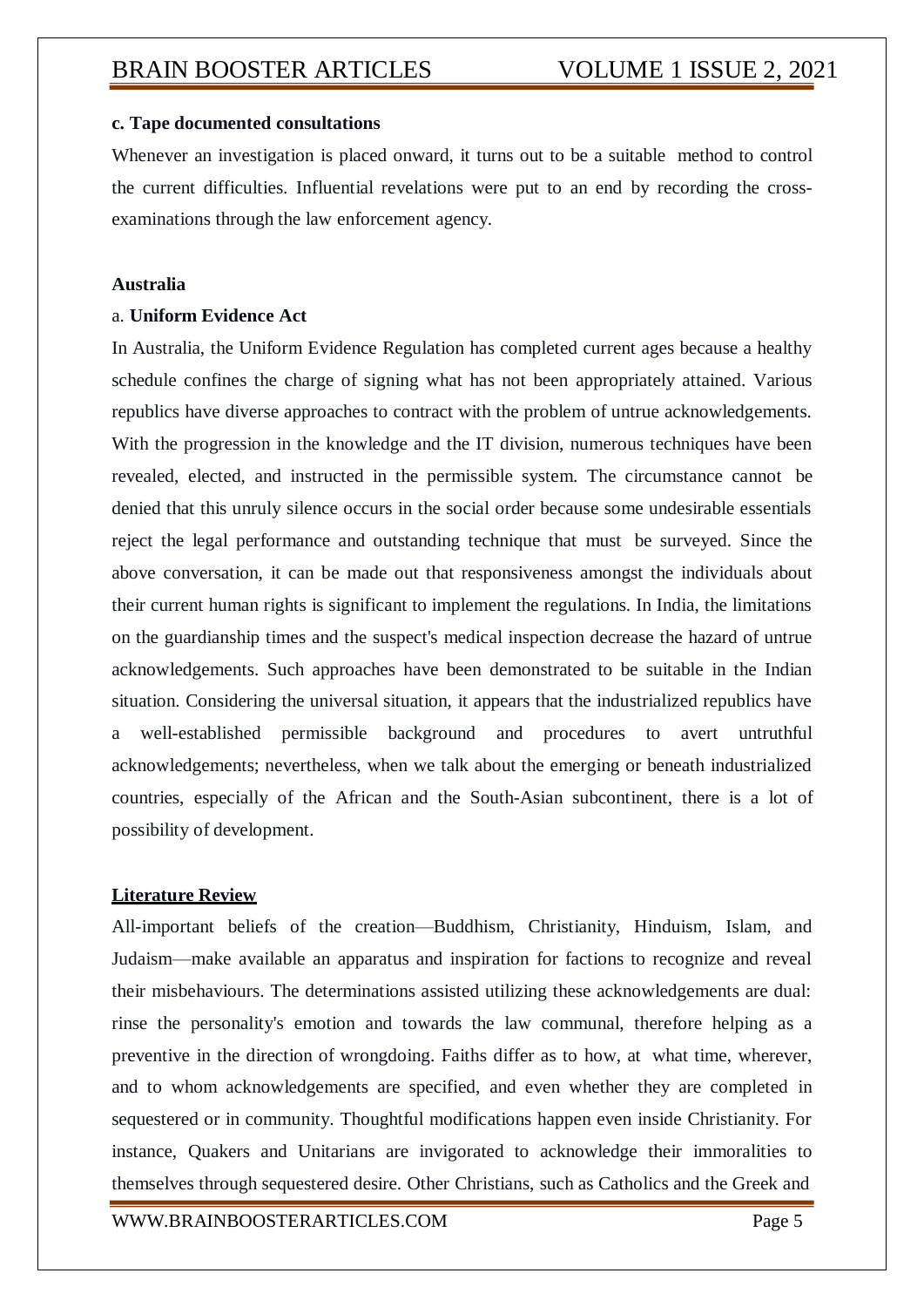**c. Tape documented consultations**

Whenever an investigation is placed onward, it turns out to be a suitable method to control the current difficulties. Influential revelations were put to an end by recording the cross-examinations through the law enforcement agency.

**Australia**

a. **Uniform Evidence Act**

In Australia, the Uniform Evidence Regulation has completed current ages because a healthy schedule confines the charge of signing what has not been appropriately attained. Various republics have diverse approaches to contract with the problem of untrue acknowledgements. With the progression in the knowledge and the IT division, numerous techniques have been revealed, elected, and instructed in the permissible system. The circumstance cannot be denied that this unruly silence occurs in the social order because some undesirable essentials reject the legal performance and outstanding technique that must be surveyed. Since the above conversation, it can be made out that responsiveness amongst the individuals about their current human rights is significant to implement the regulations. In India, the limitations on the guardianship times and the suspect's medical inspection decrease the hazard of untrue acknowledgements. Such approaches have been demonstrated to be suitable in the Indian situation. Considering the universal situation, it appears that the industrialized republics have a well-established permissible background and procedures to avert untruthful acknowledgements; nevertheless, when we talk about the emerging or beneath industrialized countries, especially of the African and the South-Asian subcontinent, there is a lot of possibility of development.

**Literature Review**

All-important beliefs of the creation—Buddhism, Christianity, Hinduism, Islam, and Judaism—make available an apparatus and inspiration for factions to recognize and reveal their misbehaviours. The determinations assisted utilizing these acknowledgements are dual: rinse the personality's emotion and towards the law communal, therefore helping as a preventive in the direction of wrongdoing. Faiths differ as to how, at what time, wherever, and to whom acknowledgements are specified, and even whether they are completed in sequestered or in community. Thoughtful modifications happen even inside Christianity. For instance, Quakers and Unitarians are invigorated to acknowledge their immoralities to themselves through sequestered desire. Other Christians, such as Catholics and the Greek and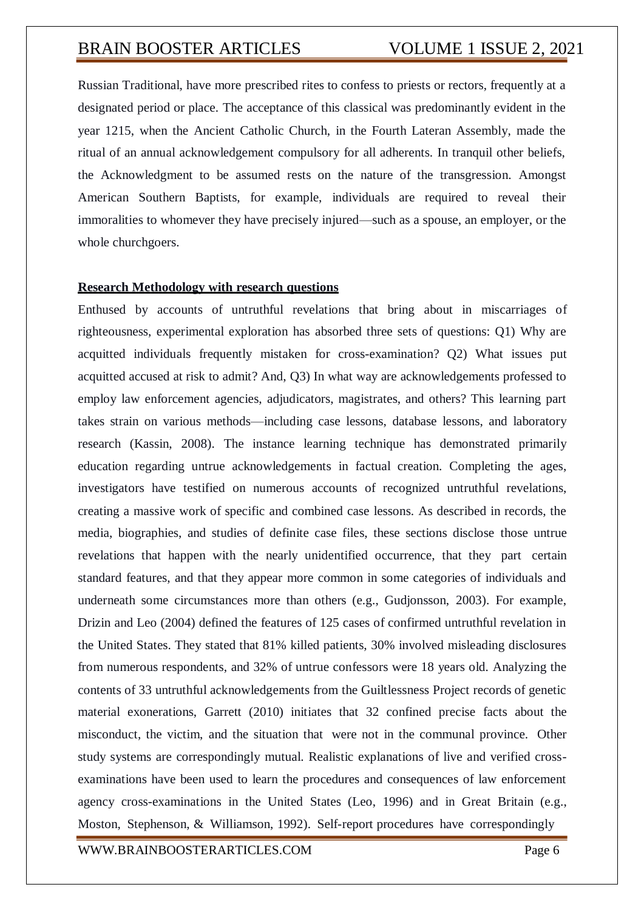Russian Traditional, have more prescribed rites to confess to priests or rectors, frequently at a designated period or place. The acceptance of this classical was predominantly evident in the year 1215, when the Ancient Catholic Church, in the Fourth Lateran Assembly, made the ritual of an annual acknowledgement compulsory for all adherents. In tranquil other beliefs, the Acknowledgment to be assumed rests on the nature of the transgression. Amongst American Southern Baptists, for example, individuals are required to reveal their immoralities to whomever they have precisely injured—such as a spouse, an employer, or the whole churchgoers.

**Research Methodology with research questions**

Enthused by accounts of untruthful revelations that bring about in miscarriages of righteousness, experimental exploration has absorbed three sets of questions: Q1) Why are acquitted individuals frequently mistaken for cross-examination? Q2) What issues put acquitted accused at risk to admit? And, Q3) In what way are acknowledgements professed to employ law enforcement agencies, adjudicators, magistrates, and others? This learning part takes strain on various methods—including case lessons, database lessons, and laboratory research (Kassin, 2008). The instance learning technique has demonstrated primarily education regarding untrue acknowledgements in factual creation. Completing the ages, investigators have testified on numerous accounts of recognized untruthful revelations, creating a massive work of specific and combined case lessons. As described in records, the media, biographies, and studies of definite case files, these sections disclose those untrue revelations that happen with the nearly unidentified occurrence, that they part certain standard features, and that they appear more common in some categories of individuals and underneath some circumstances more than others (e.g., Gudjonsson, 2003). For example, Drizin and Leo (2004) defined the features of 125 cases of confirmed untruthful revelation in the United States. They stated that 81% killed patients, 30% involved misleading disclosures from numerous respondents, and 32% of untrue confessors were 18 years old. Analyzing the contents of 33 untruthful acknowledgements from the Guiltlessness Project records of genetic material exonerations, Garrett (2010) initiates that 32 confined precise facts about the misconduct, the victim, and the situation that were not in the communal province. Other study systems are correspondingly mutual. Realistic explanations of live and verified cross-examinations have been used to learn the procedures and consequences of law enforcement agency cross-examinations in the United States (Leo, 1996) and in Great Britain (e.g., Moston, Stephenson, & Williamson, 1992). Self-report procedures have correspondingly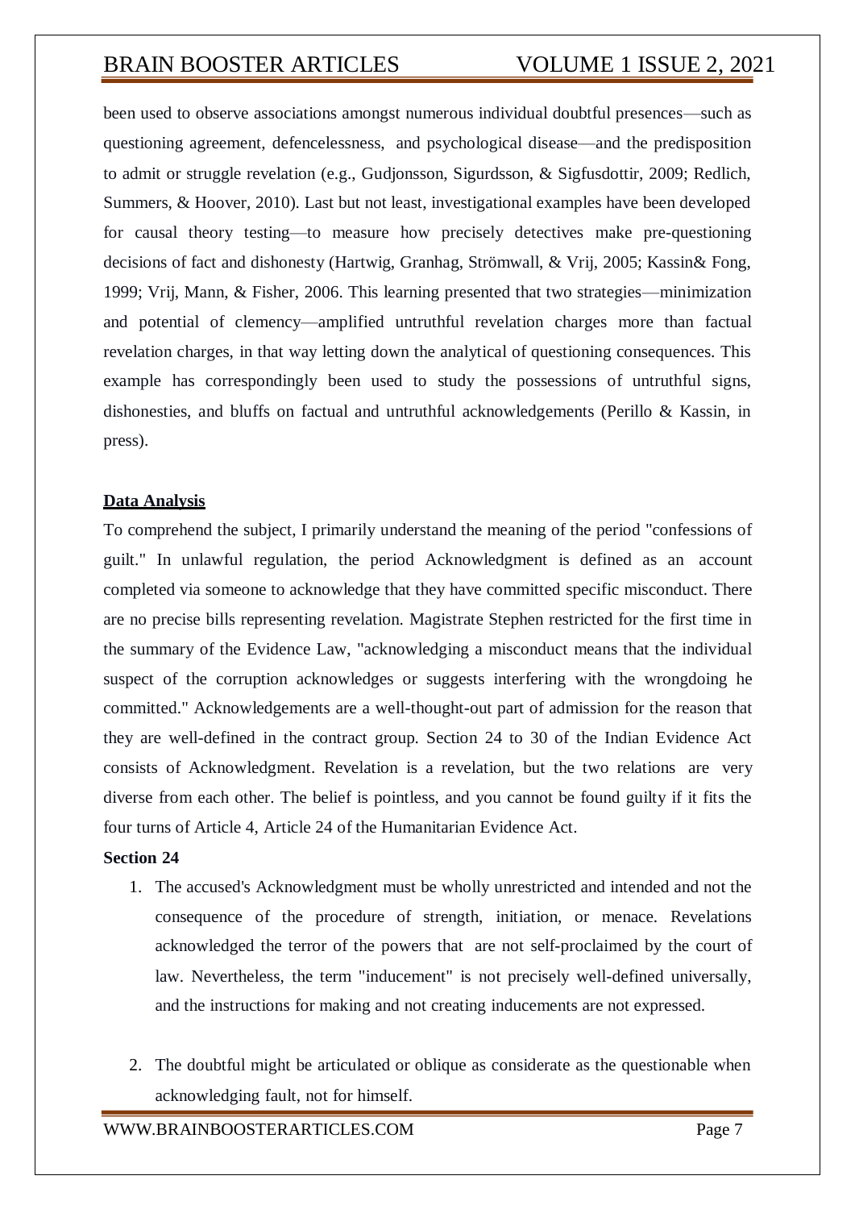been used to observe associations amongst numerous individual doubtful presences—such as questioning agreement, defencelessness, and psychological disease—and the predisposition to admit or struggle revelation (e.g., Gudjonsson, Sigurdsson, & Sigfusdottir, 2009; Redlich, Summers, & Hoover, 2010). Last but not least, investigational examples have been developed for causal theory testing—to measure how precisely detectives make pre-questioning decisions of fact and dishonesty (Hartwig, Granhag, Strömwall, & Vrij, 2005; Kassin& Fong, 1999; Vrij, Mann, & Fisher, 2006. This learning presented that two strategies—minimization and potential of clemency—amplified untruthful revelation charges more than factual revelation charges, in that way letting down the analytical of questioning consequences. This example has correspondingly been used to study the possessions of untruthful signs, dishonesties, and bluffs on factual and untruthful acknowledgements (Perillo & Kassin, in press).

**Data Analysis**

To comprehend the subject, I primarily understand the meaning of the period "confessions of guilt." In unlawful regulation, the period Acknowledgment is defined as an account completed via someone to acknowledge that they have committed specific misconduct. There are no precise bills representing revelation. Magistrate Stephen restricted for the first time in the summary of the Evidence Law, "acknowledging a misconduct means that the individual suspect of the corruption acknowledges or suggests interfering with the wrongdoing he committed." Acknowledgements are a well-thought-out part of admission for the reason that they are well-defined in the contract group. Section 24 to 30 of the Indian Evidence Act consists of Acknowledgment. Revelation is a revelation, but the two relations are very diverse from each other. The belief is pointless, and you cannot be found guilty if it fits the four turns of Article 4, Article 24 of the Humanitarian Evidence Act.

**Section 24**

1. The accused's Acknowledgment must be wholly unrestricted and intended and not the consequence of the procedure of strength, initiation, or menace. Revelations acknowledged the terror of the powers that are not self-proclaimed by the court of law. Nevertheless, the term "inducement" is not precisely well-defined universally, and the instructions for making and not creating inducements are not expressed.

2. The doubtful might be articulated or oblique as considerate as the questionable when acknowledging fault, not for himself.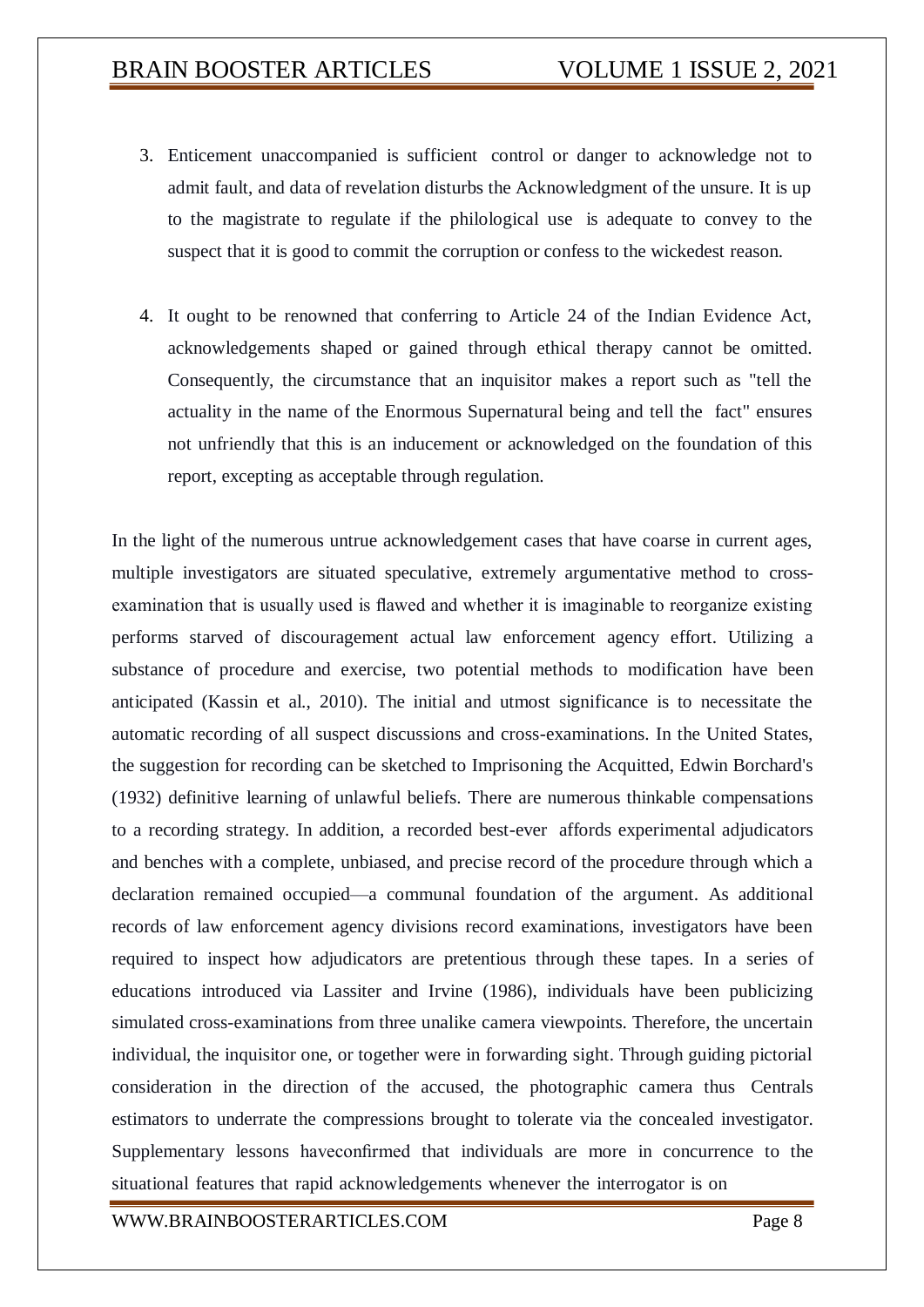3. Enticement unaccompanied is sufficient control or danger to acknowledge not to admit fault, and data of revelation disturbs the Acknowledgment of the unsure. It is up to the magistrate to regulate if the philological use is adequate to convey to the suspect that it is good to commit the corruption or confess to the wickedest reason.

4. It ought to be renowned that conferring to Article 24 of the Indian Evidence Act, acknowledgements shaped or gained through ethical therapy cannot be omitted. Consequently, the circumstance that an inquisitor makes a report such as "tell the actuality in the name of the Enormous Supernatural being and tell the fact" ensures not unfriendly that this is an inducement or acknowledged on the foundation of this report, excepting as acceptable through regulation.

In the light of the numerous untrue acknowledgement cases that have coarse in current ages, multiple investigators are situated speculative, extremely argumentative method to cross-examination that is usually used is flawed and whether it is imaginable to reorganize existing performs starved of discouragement actual law enforcement agency effort. Utilizing a substance of procedure and exercise, two potential methods to modification have been anticipated (Kassin et al., 2010). The initial and utmost significance is to necessitate the automatic recording of all suspect discussions and cross-examinations. In the United States, the suggestion for recording can be sketched to Imprisoning the Acquitted, Edwin Borchard's (1932) definitive learning of unlawful beliefs. There are numerous thinkable compensations to a recording strategy. In addition, a recorded best-ever affords experimental adjudicators and benches with a complete, unbiased, and precise record of the procedure through which a declaration remained occupied—a communal foundation of the argument. As additional records of law enforcement agency divisions record examinations, investigators have been required to inspect how adjudicators are pretentious through these tapes. In a series of educations introduced via Lassiter and Irvine (1986), individuals have been publicizing simulated cross-examinations from three unalike camera viewpoints. Therefore, the uncertain individual, the inquisitor one, or together were in forwarding sight. Through guiding pictorial consideration in the direction of the accused, the photographic camera thus Centrals estimators to underrate the compressions brought to tolerate via the concealed investigator. Supplementary lessons haveconfirmed that individuals are more in concurrence to the situational features that rapid acknowledgements whenever the interrogator is on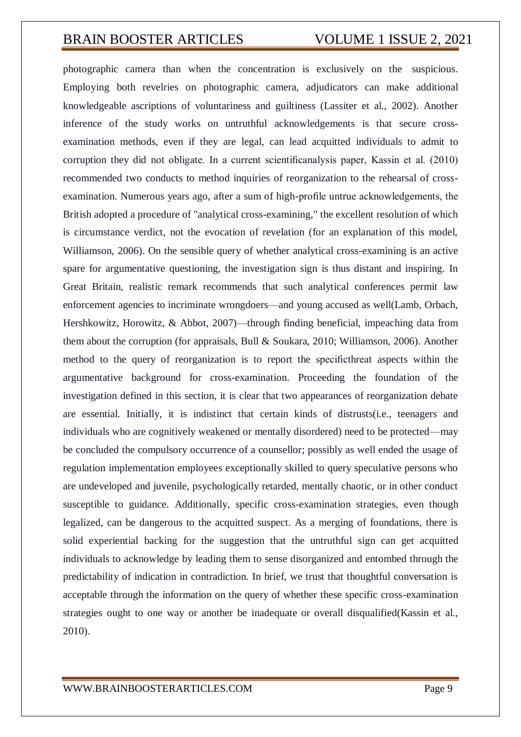photographic camera than when the concentration is exclusively on the suspicious. Employing both revelries on photographic camera, adjudicators can make additional knowledgeable ascriptions of voluntariness and guiltiness (Lassiter et al., 2002). Another inference of the study works on untruthful acknowledgements is that secure cross-examination methods, even if they are legal, can lead acquitted individuals to admit to corruption they did not obligate. In a current scientificanalysis paper, Kassin et al. (2010) recommended two conducts to method inquiries of reorganization to the rehearsal of cross-examination. Numerous years ago, after a sum of high-profile untrue acknowledgements, the British adopted a procedure of "analytical cross-examining," the excellent resolution of which is circumstance verdict, not the evocation of revelation (for an explanation of this model, Williamson, 2006). On the sensible query of whether analytical cross-examining is an active spare for argumentative questioning, the investigation sign is thus distant and inspiring. In Great Britain, realistic remark recommends that such analytical conferences permit law enforcement agencies to incriminate wrongdoers—and young accused as well(Lamb, Orbach, Hershkowitz, Horowitz, & Abbot, 2007)—through finding beneficial, impeaching data from them about the corruption (for appraisals, Bull & Soukara, 2010; Williamson, 2006). Another method to the query of reorganization is to report the specificthreat aspects within the argumentative background for cross-examination. Proceeding the foundation of the investigation defined in this section, it is clear that two appearances of reorganization debate are essential. Initially, it is indistinct that certain kinds of distrusts(i.e., teenagers and individuals who are cognitively weakened or mentally disordered) need to be protected—may be concluded the compulsory occurrence of a counsellor; possibly as well ended the usage of regulation implementation employees exceptionally skilled to query speculative persons who are undeveloped and juvenile, psychologically retarded, mentally chaotic, or in other conduct susceptible to guidance. Additionally, specific cross-examination strategies, even though legalized, can be dangerous to the acquitted suspect. As a merging of foundations, there is solid experiential backing for the suggestion that the untruthful sign can get acquitted individuals to acknowledge by leading them to sense disorganized and entombed through the predictability of indication in contradiction. In brief, we trust that thoughtful conversation is acceptable through the information on the query of whether these specific cross-examination strategies ought to one way or another be inadequate or overall disqualified(Kassin et al., 2010).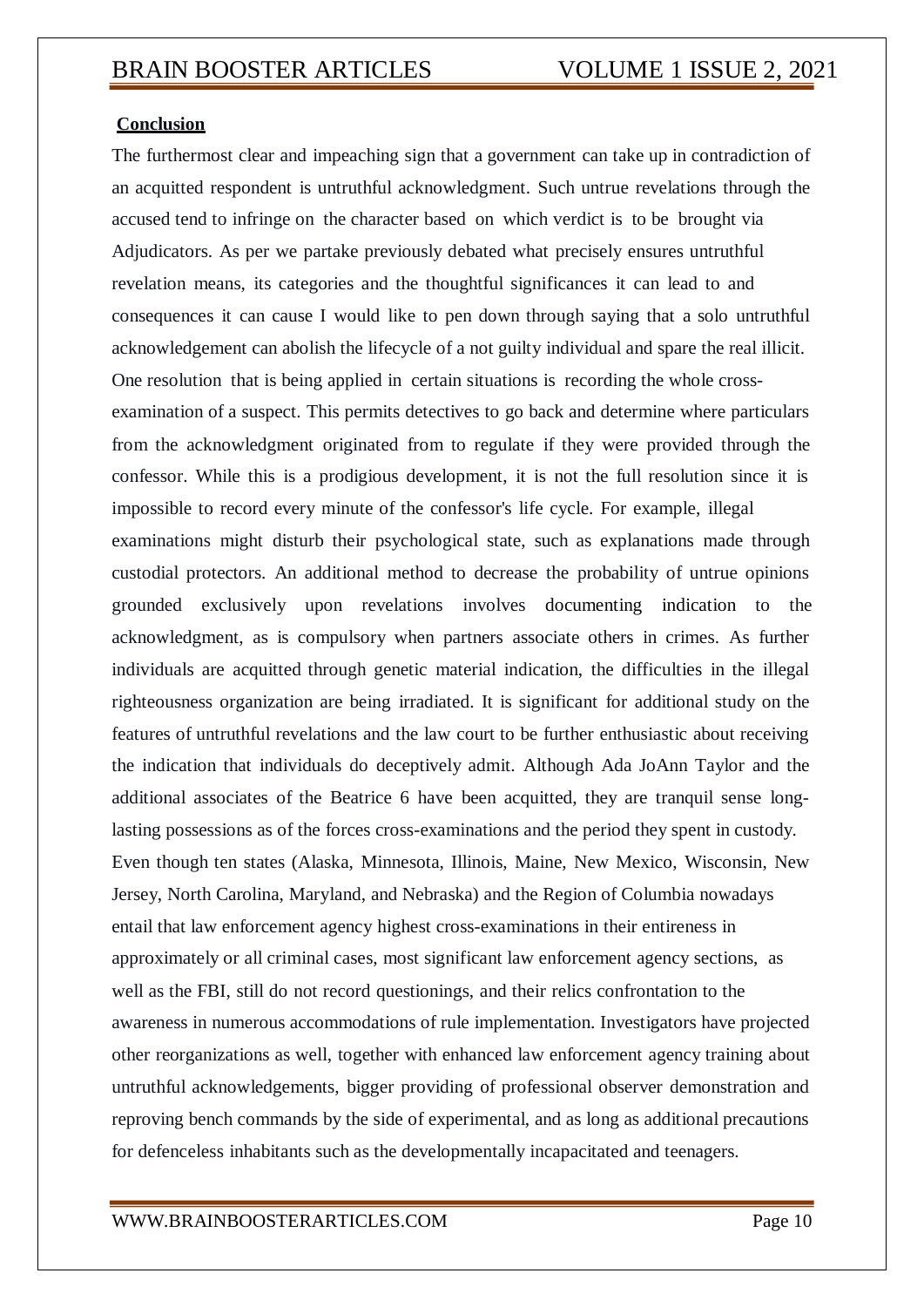**Conclusion**

The furthermost clear and impeaching sign that a government can take up in contradiction of an acquitted respondent is untruthful acknowledgment. Such untrue revelations through the accused tend to infringe on the character based on which verdict is to be brought via Adjudicators. As per we partake previously debated what precisely ensures untruthful revelation means, its categories and the thoughtful significances it can lead to and consequences it can cause I would like to pen down through saying that a solo untruthful acknowledgement can abolish the lifecycle of a not guilty individual and spare the real illicit. One resolution that is being applied in certain situations is recording the whole cross-examination of a suspect. This permits detectives to go back and determine where particulars from the acknowledgment originated from to regulate if they were provided through the confessor. While this is a prodigious development, it is not the full resolution since it is impossible to record every minute of the confessor's life cycle. For example, illegal examinations might disturb their psychological state, such as explanations made through custodial protectors. An additional method to decrease the probability of untrue opinions grounded exclusively upon revelations involves documenting indication to the acknowledgment, as is compulsory when partners associate others in crimes. As further individuals are acquitted through genetic material indication, the difficulties in the illegal righteousness organization are being irradiated. It is significant for additional study on the features of untruthful revelations and the law court to be further enthusiastic about receiving the indication that individuals do deceptively admit. Although Ada JoAnn Taylor and the additional associates of the Beatrice 6 have been acquitted, they are tranquil sense long-lasting possessions as of the forces cross-examinations and the period they spent in custody. Even though ten states (Alaska, Minnesota, Illinois, Maine, New Mexico, Wisconsin, New Jersey, North Carolina, Maryland, and Nebraska) and the Region of Columbia nowadays entail that law enforcement agency highest cross-examinations in their entireness in approximately or all criminal cases, most significant law enforcement agency sections, as well as the FBI, still do not record questionings, and their relics confrontation to the awareness in numerous accommodations of rule implementation. Investigators have projected other reorganizations as well, together with enhanced law enforcement agency training about untruthful acknowledgements, bigger providing of professional observer demonstration and reproving bench commands by the side of experimental, and as long as additional precautions for defenceless inhabitants such as the developmentally incapacitated and teenagers.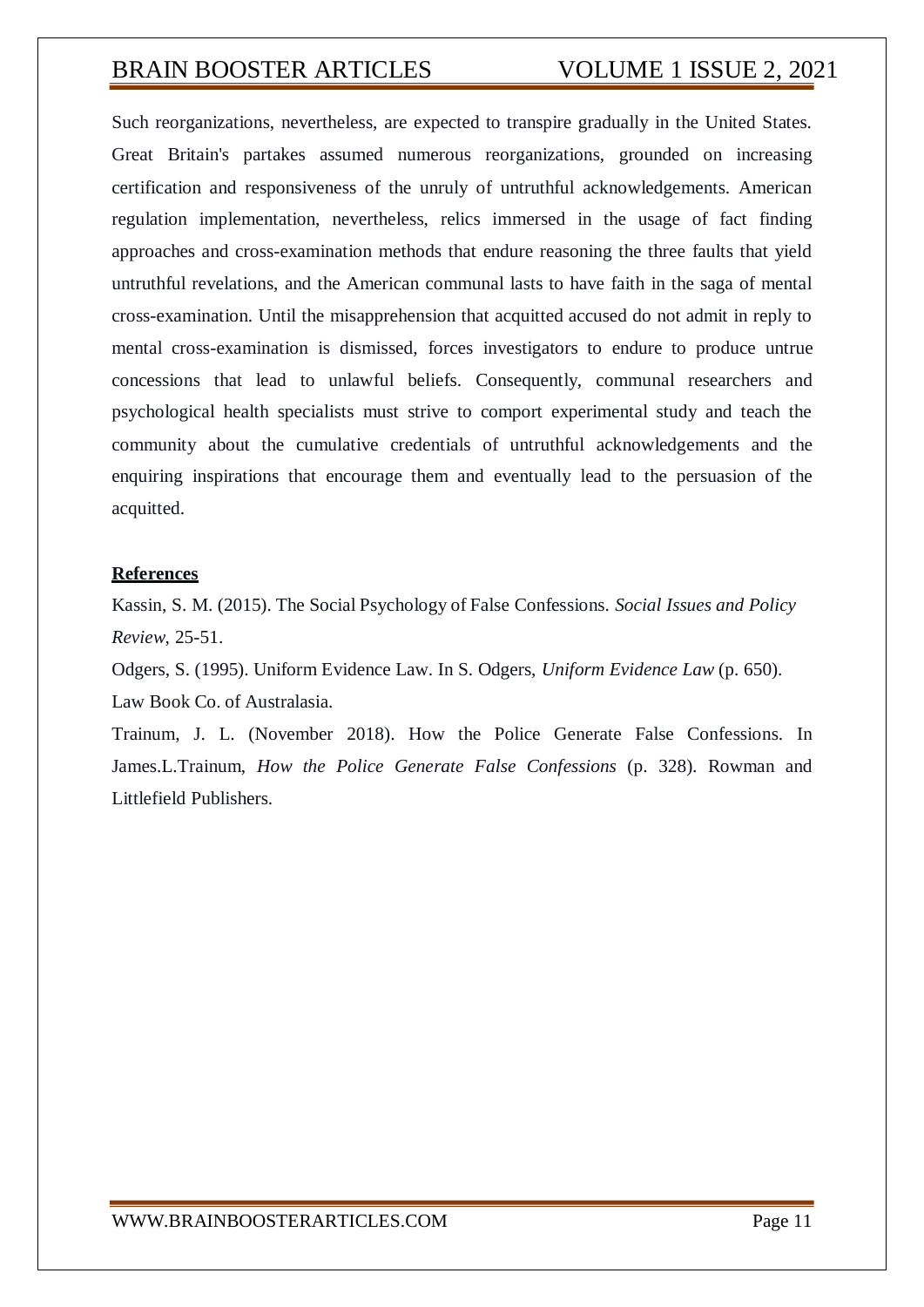Such reorganizations, nevertheless, are expected to transpire gradually in the United States. Great Britain's partakes assumed numerous reorganizations, grounded on increasing certification and responsiveness of the unruly of untruthful acknowledgements. American regulation implementation, nevertheless, relics immersed in the usage of fact finding approaches and cross-examination methods that endure reasoning the three faults that yield untruthful revelations, and the American communal lasts to have faith in the saga of mental cross-examination. Until the misapprehension that acquitted accused do not admit in reply to mental cross-examination is dismissed, forces investigators to endure to produce untrue concessions that lead to unlawful beliefs. Consequently, communal researchers and psychological health specialists must strive to comport experimental study and teach the community about the cumulative credentials of untruthful acknowledgements and the enquiring inspirations that encourage them and eventually lead to the persuasion of the acquitted.

**References**

Kassin, S. M. (2015). The Social Psychology of False Confessions. *Social Issues and Policy Review*, 25-51.

Odgers, S. (1995). Uniform Evidence Law. In S. Odgers, *Uniform Evidence Law* (p. 650). Law Book Co. of Australasia.

Trainum, J. L. (November 2018). How the Police Generate False Confessions. In James.L.Trainum, *How the Police Generate False Confessions* (p. 328). Rowman and Littlefield Publishers.